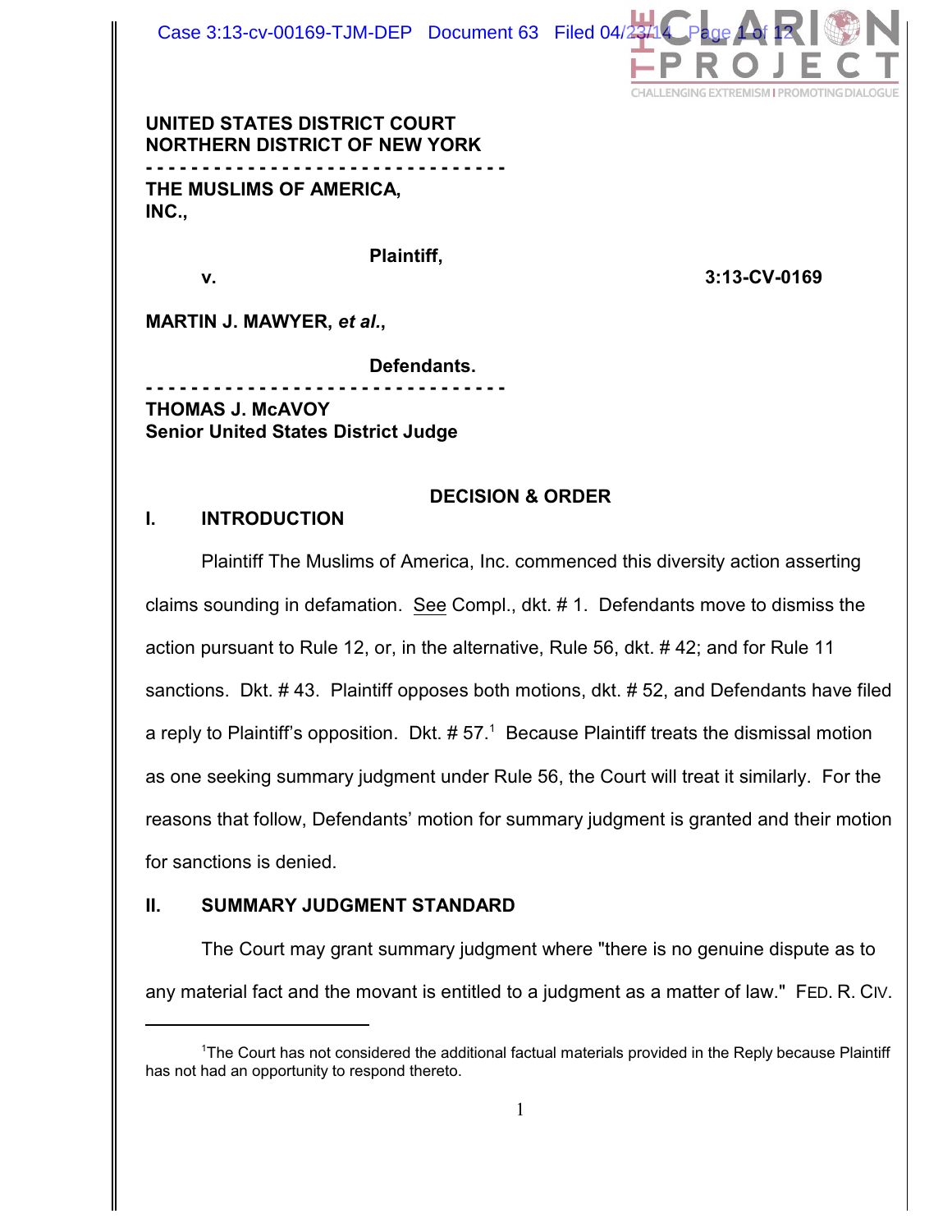**UNITED STATES DISTRICT COURT**
**NORTHERN DISTRICT OF NEW YORK**

- - - - - - - - - - - - - - - - - - - - - - - - - - - - - - - -

**THE MUSLIMS OF AMERICA, INC.,**

**Plaintiff,**

**v.** **3:13-CV-0169**

**MARTIN J. MAWYER, *et al.*,**

**Defendants.**

- - - - - - - - - - - - - - - - - - - - - - - - - - - - - - - -

**THOMAS J. McAVOY**
**Senior United States District Judge**

## DECISION & ORDER

## I. INTRODUCTION

Plaintiff The Muslims of America, Inc. commenced this diversity action asserting claims sounding in defamation. See Compl., dkt. # 1. Defendants move to dismiss the action pursuant to Rule 12, or, in the alternative, Rule 56, dkt. # 42; and for Rule 11 sanctions. Dkt. # 43. Plaintiff opposes both motions, dkt. # 52, and Defendants have filed a reply to Plaintiff's opposition. Dkt. # 57.[1] Because Plaintiff treats the dismissal motion as one seeking summary judgment under Rule 56, the Court will treat it similarly. For the reasons that follow, Defendants' motion for summary judgment is granted and their motion for sanctions is denied.

## II. SUMMARY JUDGMENT STANDARD

The Court may grant summary judgment where "there is no genuine dispute as to any material fact and the movant is entitled to a judgment as a matter of law." FED. R. CIV.

---

[1] The Court has not considered the additional factual materials provided in the Reply because Plaintiff has not had an opportunity to respond thereto.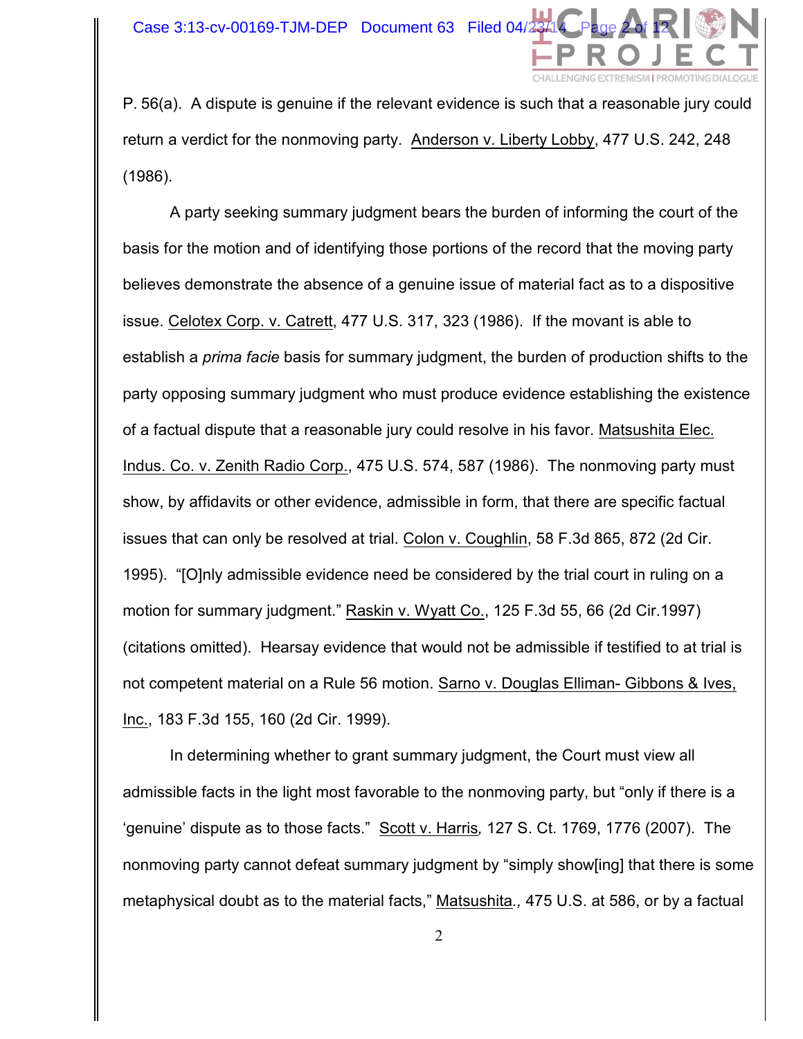P. 56(a). A dispute is genuine if the relevant evidence is such that a reasonable jury could return a verdict for the nonmoving party. Anderson v. Liberty Lobby, 477 U.S. 242, 248 (1986).

A party seeking summary judgment bears the burden of informing the court of the basis for the motion and of identifying those portions of the record that the moving party believes demonstrate the absence of a genuine issue of material fact as to a dispositive issue. Celotex Corp. v. Catrett, 477 U.S. 317, 323 (1986). If the movant is able to establish a *prima facie* basis for summary judgment, the burden of production shifts to the party opposing summary judgment who must produce evidence establishing the existence of a factual dispute that a reasonable jury could resolve in his favor. Matsushita Elec. Indus. Co. v. Zenith Radio Corp., 475 U.S. 574, 587 (1986). The nonmoving party must show, by affidavits or other evidence, admissible in form, that there are specific factual issues that can only be resolved at trial. Colon v. Coughlin, 58 F.3d 865, 872 (2d Cir. 1995). "[O]nly admissible evidence need be considered by the trial court in ruling on a motion for summary judgment." Raskin v. Wyatt Co., 125 F.3d 55, 66 (2d Cir.1997) (citations omitted). Hearsay evidence that would not be admissible if testified to at trial is not competent material on a Rule 56 motion. Sarno v. Douglas Elliman- Gibbons & Ives, Inc., 183 F.3d 155, 160 (2d Cir. 1999).

In determining whether to grant summary judgment, the Court must view all admissible facts in the light most favorable to the nonmoving party, but "only if there is a 'genuine' dispute as to those facts." Scott v. Harris*,* 127 S. Ct. 1769, 1776 (2007). The nonmoving party cannot defeat summary judgment by "simply show[ing] that there is some metaphysical doubt as to the material facts," Matsushita*.,* 475 U.S. at 586, or by a factual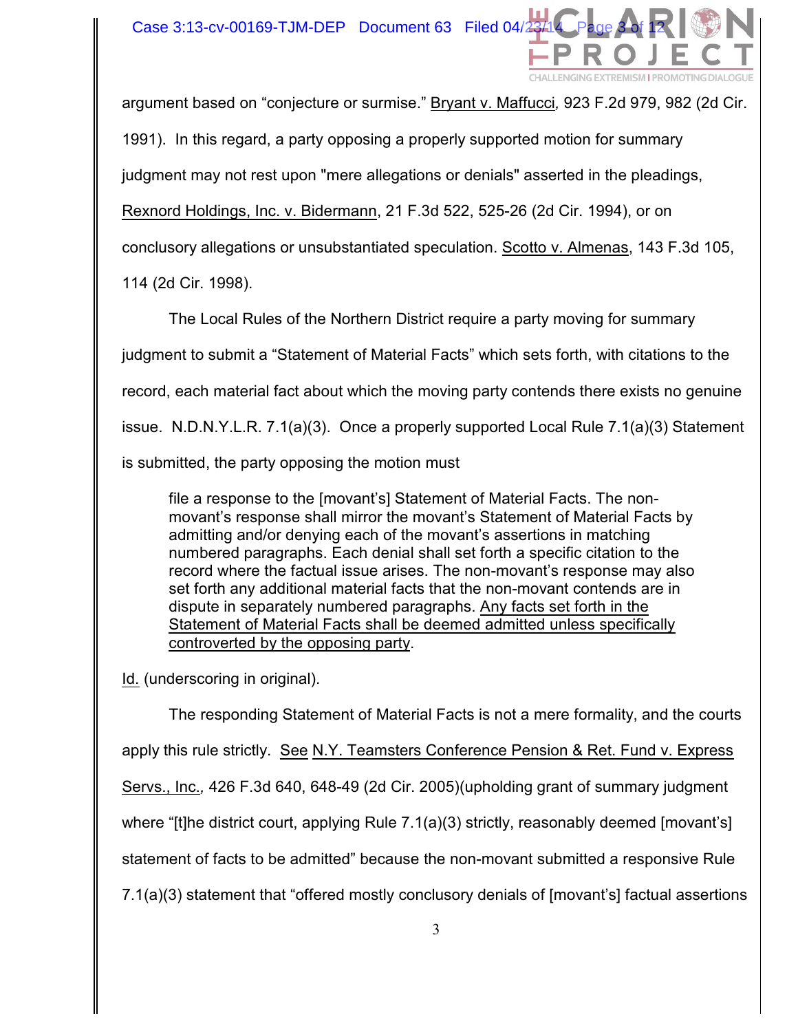argument based on "conjecture or surmise." Bryant v. Maffucci, 923 F.2d 979, 982 (2d Cir. 1991). In this regard, a party opposing a properly supported motion for summary judgment may not rest upon "mere allegations or denials" asserted in the pleadings, Rexnord Holdings, Inc. v. Bidermann, 21 F.3d 522, 525-26 (2d Cir. 1994), or on conclusory allegations or unsubstantiated speculation. Scotto v. Almenas, 143 F.3d 105, 114 (2d Cir. 1998).

The Local Rules of the Northern District require a party moving for summary judgment to submit a "Statement of Material Facts" which sets forth, with citations to the record, each material fact about which the moving party contends there exists no genuine issue. N.D.N.Y.L.R. 7.1(a)(3). Once a properly supported Local Rule 7.1(a)(3) Statement is submitted, the party opposing the motion must

> file a response to the [movant's] Statement of Material Facts. The non-movant's response shall mirror the movant's Statement of Material Facts by admitting and/or denying each of the movant's assertions in matching numbered paragraphs. Each denial shall set forth a specific citation to the record where the factual issue arises. The non-movant's response may also set forth any additional material facts that the non-movant contends are in dispute in separately numbered paragraphs. Any facts set forth in the Statement of Material Facts shall be deemed admitted unless specifically controverted by the opposing party.

Id. (underscoring in original).

The responding Statement of Material Facts is not a mere formality, and the courts apply this rule strictly. See N.Y. Teamsters Conference Pension & Ret. Fund v. Express Servs., Inc., 426 F.3d 640, 648-49 (2d Cir. 2005)(upholding grant of summary judgment where "[t]he district court, applying Rule 7.1(a)(3) strictly, reasonably deemed [movant's] statement of facts to be admitted" because the non-movant submitted a responsive Rule 7.1(a)(3) statement that "offered mostly conclusory denials of [movant's] factual assertions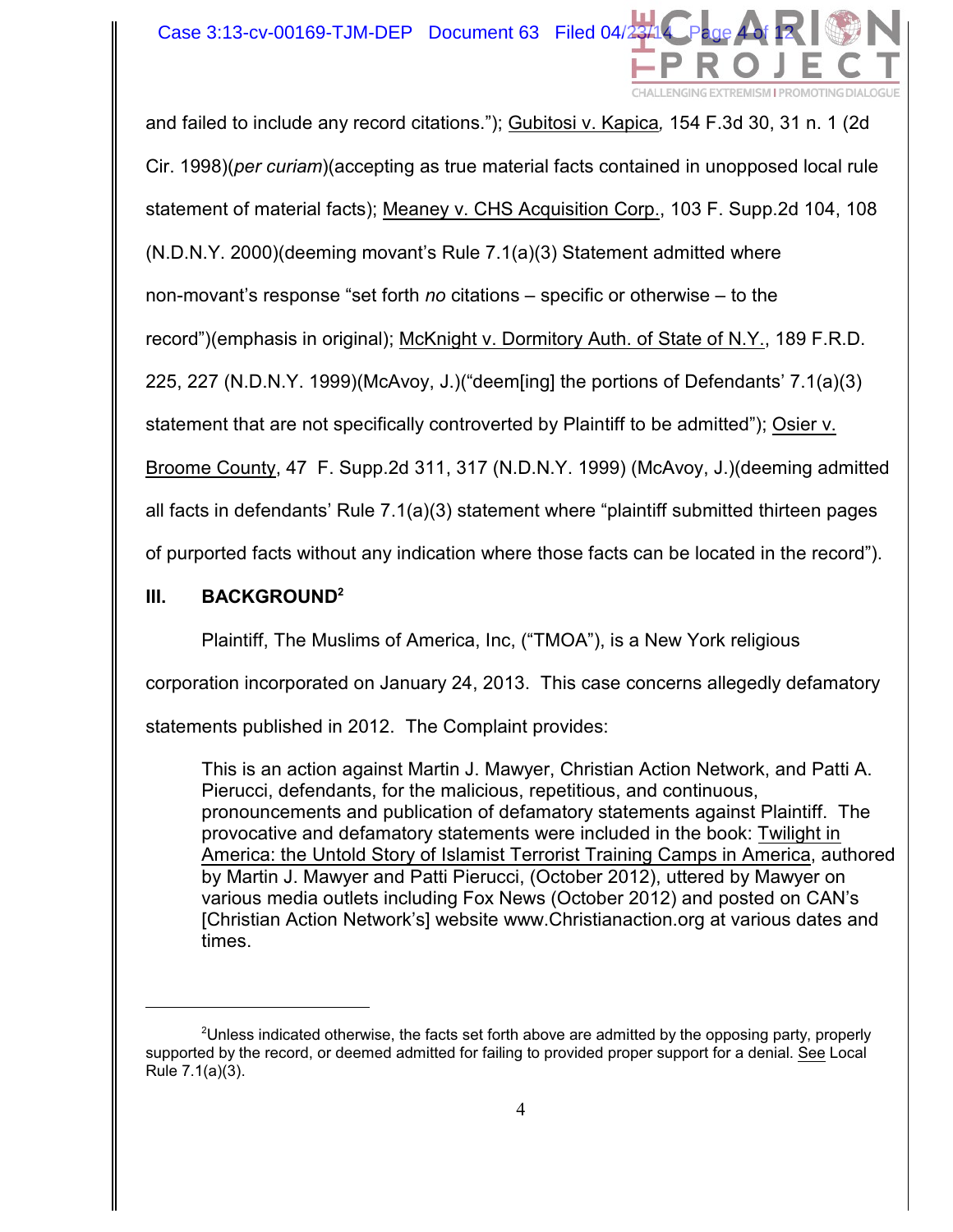and failed to include any record citations."); Gubitosi v. Kapica, 154 F.3d 30, 31 n. 1 (2d Cir. 1998)(*per curiam*)(accepting as true material facts contained in unopposed local rule statement of material facts); Meaney v. CHS Acquisition Corp., 103 F. Supp.2d 104, 108 (N.D.N.Y. 2000)(deeming movant's Rule 7.1(a)(3) Statement admitted where non-movant's response "set forth *no* citations – specific or otherwise – to the record")(emphasis in original); McKnight v. Dormitory Auth. of State of N.Y., 189 F.R.D. 225, 227 (N.D.N.Y. 1999)(McAvoy, J.)("deem[ing] the portions of Defendants' 7.1(a)(3) statement that are not specifically controverted by Plaintiff to be admitted"); Osier v. Broome County, 47 F. Supp.2d 311, 317 (N.D.N.Y. 1999) (McAvoy, J.)(deeming admitted all facts in defendants' Rule 7.1(a)(3) statement where "plaintiff submitted thirteen pages of purported facts without any indication where those facts can be located in the record").

## III. BACKGROUND[2]

Plaintiff, The Muslims of America, Inc, ("TMOA"), is a New York religious corporation incorporated on January 24, 2013. This case concerns allegedly defamatory statements published in 2012. The Complaint provides:

> This is an action against Martin J. Mawyer, Christian Action Network, and Patti A. Pierucci, defendants, for the malicious, repetitious, and continuous, pronouncements and publication of defamatory statements against Plaintiff. The provocative and defamatory statements were included in the book: Twilight in America: the Untold Story of Islamist Terrorist Training Camps in America, authored by Martin J. Mawyer and Patti Pierucci, (October 2012), uttered by Mawyer on various media outlets including Fox News (October 2012) and posted on CAN's [Christian Action Network's] website www.Christianaction.org at various dates and times.

---

[2]Unless indicated otherwise, the facts set forth above are admitted by the opposing party, properly supported by the record, or deemed admitted for failing to provided proper support for a denial. See Local Rule 7.1(a)(3).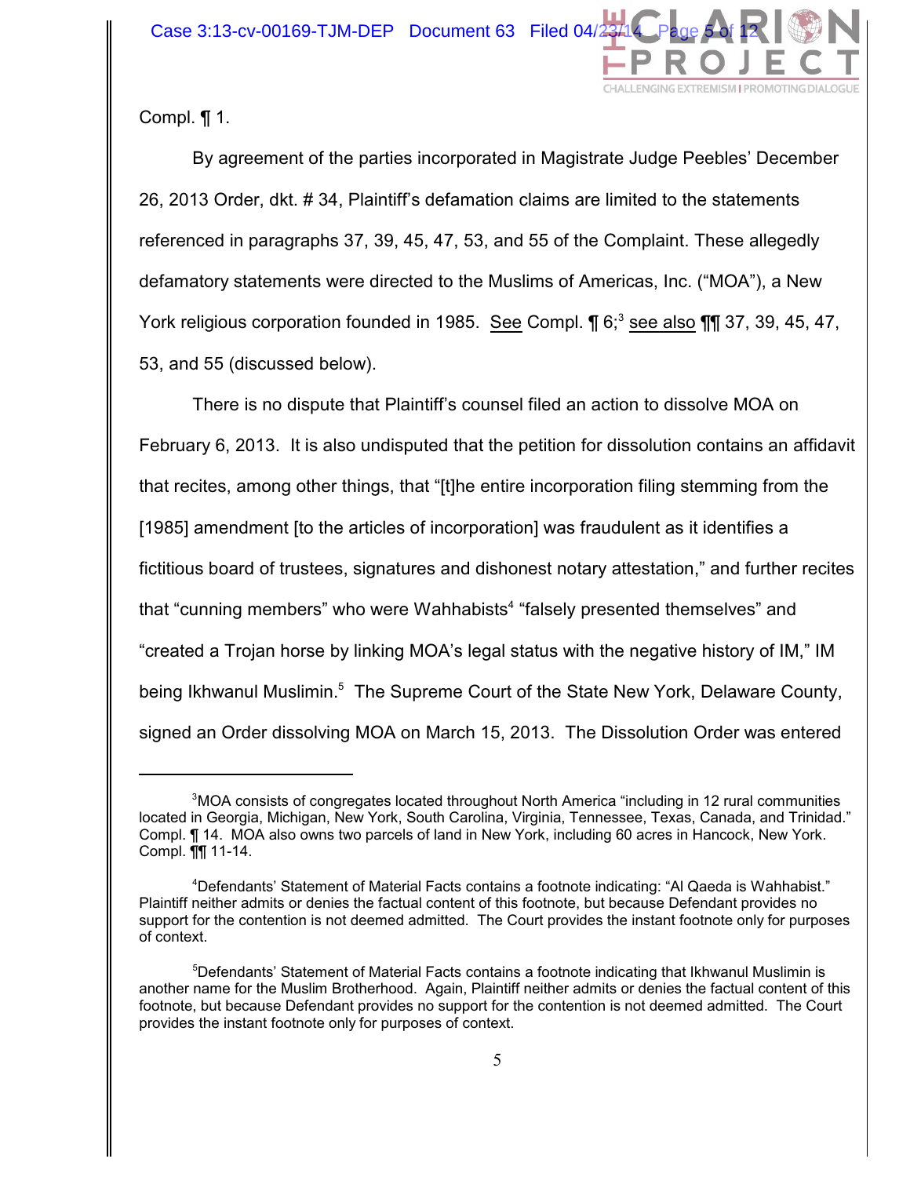Compl. ¶ 1.

By agreement of the parties incorporated in Magistrate Judge Peebles' December 26, 2013 Order, dkt. # 34, Plaintiff's defamation claims are limited to the statements referenced in paragraphs 37, 39, 45, 47, 53, and 55 of the Complaint. These allegedly defamatory statements were directed to the Muslims of Americas, Inc. ("MOA"), a New York religious corporation founded in 1985. See Compl. ¶ 6;[3] see also ¶¶ 37, 39, 45, 47, 53, and 55 (discussed below).

There is no dispute that Plaintiff's counsel filed an action to dissolve MOA on February 6, 2013. It is also undisputed that the petition for dissolution contains an affidavit that recites, among other things, that "[t]he entire incorporation filing stemming from the [1985] amendment [to the articles of incorporation] was fraudulent as it identifies a fictitious board of trustees, signatures and dishonest notary attestation," and further recites that "cunning members" who were Wahhabists[4] "falsely presented themselves" and "created a Trojan horse by linking MOA's legal status with the negative history of IM," IM being Ikhwanul Muslimin.[5] The Supreme Court of the State New York, Delaware County, signed an Order dissolving MOA on March 15, 2013. The Dissolution Order was entered

---

[3]MOA consists of congregates located throughout North America "including in 12 rural communities located in Georgia, Michigan, New York, South Carolina, Virginia, Tennessee, Texas, Canada, and Trinidad." Compl. ¶ 14. MOA also owns two parcels of land in New York, including 60 acres in Hancock, New York. Compl. ¶¶ 11-14.

[4]Defendants' Statement of Material Facts contains a footnote indicating: "Al Qaeda is Wahhabist." Plaintiff neither admits or denies the factual content of this footnote, but because Defendant provides no support for the contention is not deemed admitted. The Court provides the instant footnote only for purposes of context.

[5]Defendants' Statement of Material Facts contains a footnote indicating that Ikhwanul Muslimin is another name for the Muslim Brotherhood. Again, Plaintiff neither admits or denies the factual content of this footnote, but because Defendant provides no support for the contention is not deemed admitted. The Court provides the instant footnote only for purposes of context.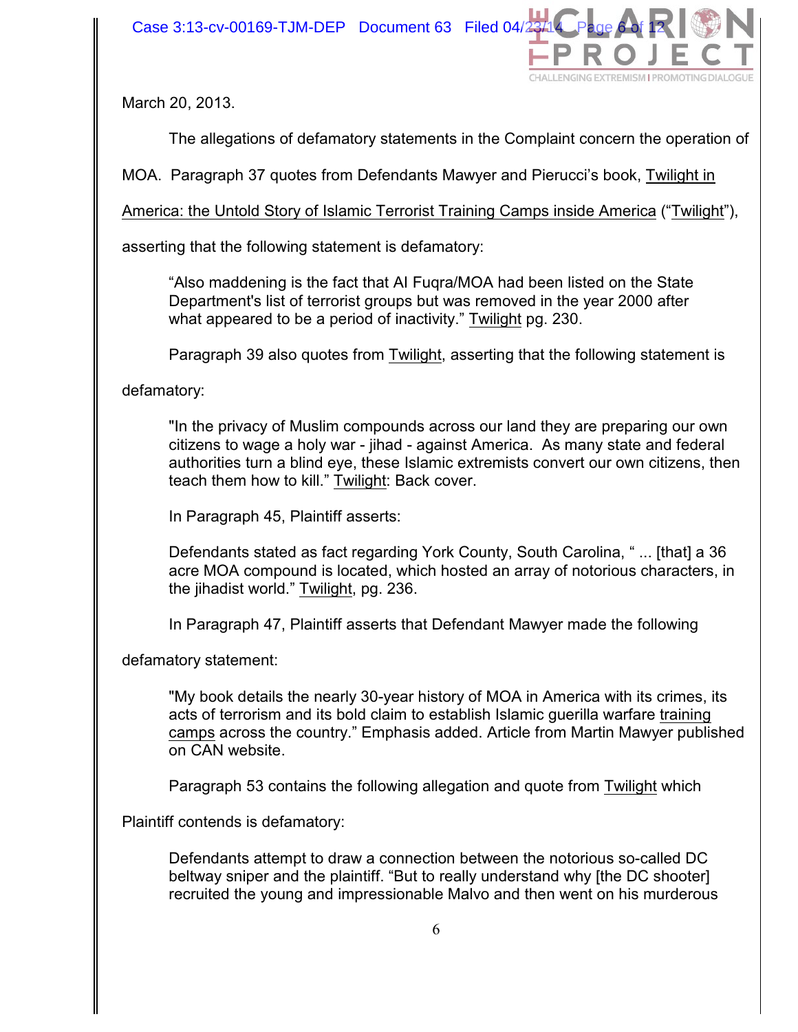March 20, 2013.

The allegations of defamatory statements in the Complaint concern the operation of MOA. Paragraph 37 quotes from Defendants Mawyer and Pierucci's book, Twilight in America: the Untold Story of Islamic Terrorist Training Camps inside America ("Twilight"), asserting that the following statement is defamatory:

> "Also maddening is the fact that Al Fuqra/MOA had been listed on the State Department's list of terrorist groups but was removed in the year 2000 after what appeared to be a period of inactivity." Twilight pg. 230.

Paragraph 39 also quotes from Twilight, asserting that the following statement is defamatory:

> "In the privacy of Muslim compounds across our land they are preparing our own citizens to wage a holy war - jihad - against America. As many state and federal authorities turn a blind eye, these Islamic extremists convert our own citizens, then teach them how to kill." Twilight: Back cover.

In Paragraph 45, Plaintiff asserts:

> Defendants stated as fact regarding York County, South Carolina, " ... [that] a 36 acre MOA compound is located, which hosted an array of notorious characters, in the jihadist world." Twilight, pg. 236.

In Paragraph 47, Plaintiff asserts that Defendant Mawyer made the following defamatory statement:

> "My book details the nearly 30-year history of MOA in America with its crimes, its acts of terrorism and its bold claim to establish Islamic guerilla warfare <u>training camps</u> across the country." Emphasis added. Article from Martin Mawyer published on CAN website.

Paragraph 53 contains the following allegation and quote from Twilight which Plaintiff contends is defamatory:

> Defendants attempt to draw a connection between the notorious so-called DC beltway sniper and the plaintiff. "But to really understand why [the DC shooter] recruited the young and impressionable Malvo and then went on his murderous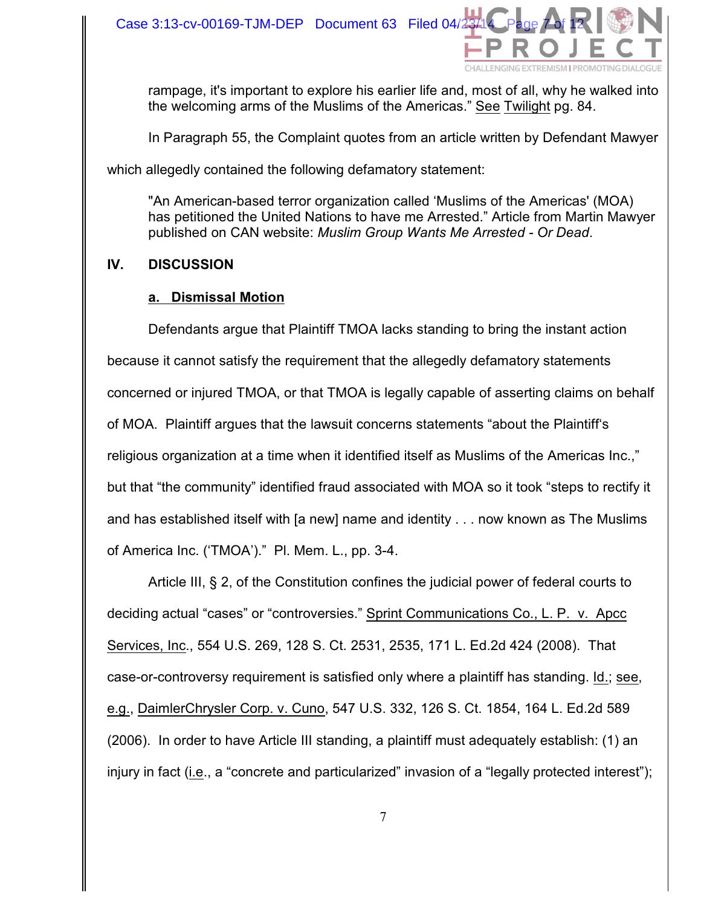rampage, it's important to explore his earlier life and, most of all, why he walked into the welcoming arms of the Muslims of the Americas." See Twilight pg. 84.

In Paragraph 55, the Complaint quotes from an article written by Defendant Mawyer which allegedly contained the following defamatory statement:

> "An American-based terror organization called 'Muslims of the Americas' (MOA) has petitioned the United Nations to have me Arrested." Article from Martin Mawyer published on CAN website: *Muslim Group Wants Me Arrested - Or Dead*.

## IV. DISCUSSION

### a. Dismissal Motion

Defendants argue that Plaintiff TMOA lacks standing to bring the instant action because it cannot satisfy the requirement that the allegedly defamatory statements concerned or injured TMOA, or that TMOA is legally capable of asserting claims on behalf of MOA. Plaintiff argues that the lawsuit concerns statements "about the Plaintiff's religious organization at a time when it identified itself as Muslims of the Americas Inc.," but that "the community" identified fraud associated with MOA so it took "steps to rectify it and has established itself with [a new] name and identity . . . now known as The Muslims of America Inc. ('TMOA')." Pl. Mem. L., pp. 3-4.

Article III, § 2, of the Constitution confines the judicial power of federal courts to deciding actual "cases" or "controversies." Sprint Communications Co., L. P. v. Apcc Services, Inc., 554 U.S. 269, 128 S. Ct. 2531, 2535, 171 L. Ed.2d 424 (2008). That case-or-controversy requirement is satisfied only where a plaintiff has standing. Id.; see, e.g., DaimlerChrysler Corp. v. Cuno, 547 U.S. 332, 126 S. Ct. 1854, 164 L. Ed.2d 589 (2006). In order to have Article III standing, a plaintiff must adequately establish: (1) an injury in fact (i.e., a "concrete and particularized" invasion of a "legally protected interest");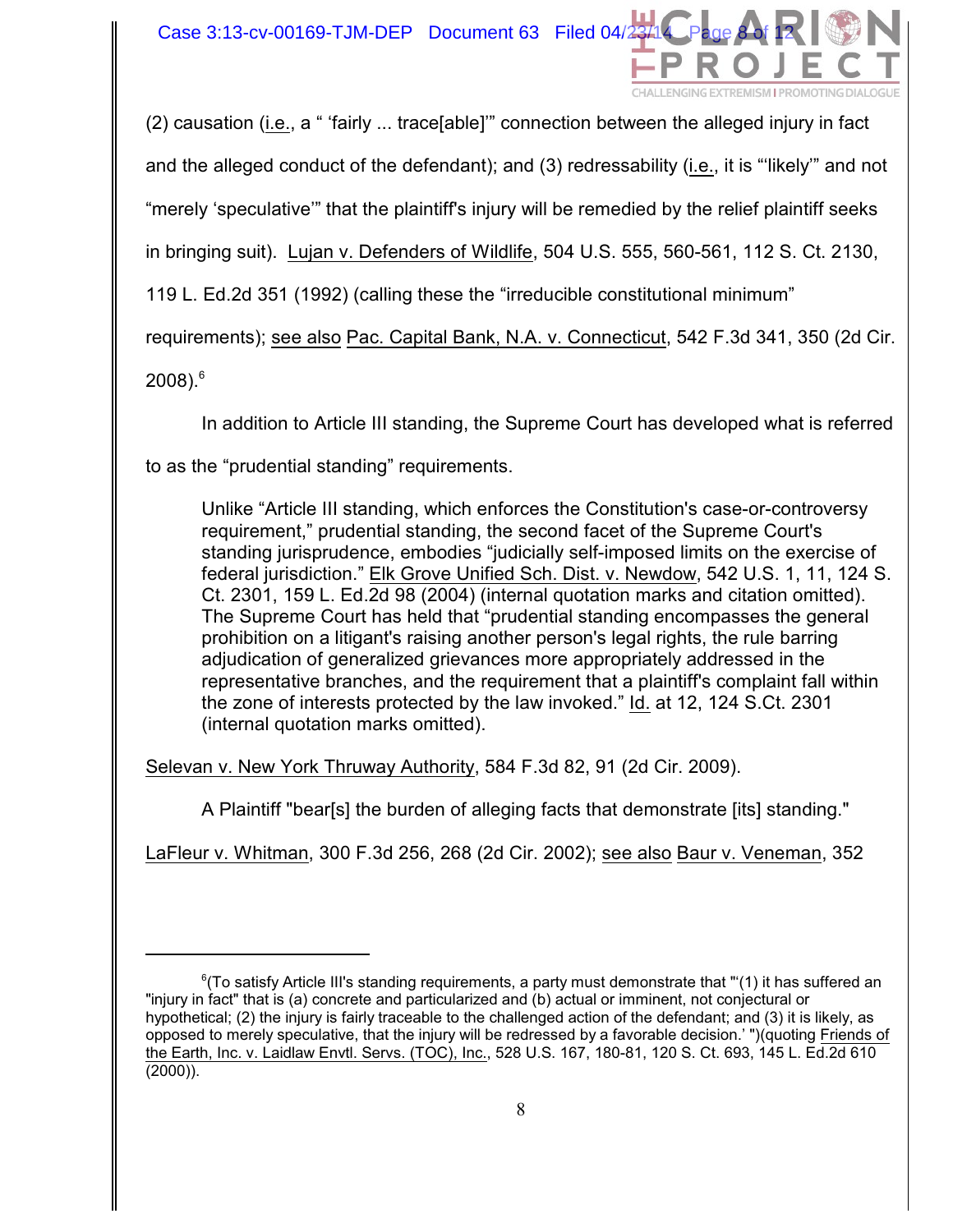(2) causation (i.e., a " 'fairly ... trace[able]' " connection between the alleged injury in fact and the alleged conduct of the defendant); and (3) redressability (i.e., it is "'likely'" and not "merely 'speculative'" that the plaintiff's injury will be remedied by the relief plaintiff seeks in bringing suit). Lujan v. Defenders of Wildlife, 504 U.S. 555, 560-561, 112 S. Ct. 2130, 119 L. Ed.2d 351 (1992) (calling these the "irreducible constitutional minimum" requirements); see also Pac. Capital Bank, N.A. v. Connecticut, 542 F.3d 341, 350 (2d Cir. 2008).[6]

In addition to Article III standing, the Supreme Court has developed what is referred to as the "prudential standing" requirements.

> Unlike "Article III standing, which enforces the Constitution's case-or-controversy requirement," prudential standing, the second facet of the Supreme Court's standing jurisprudence, embodies "judicially self-imposed limits on the exercise of federal jurisdiction." Elk Grove Unified Sch. Dist. v. Newdow, 542 U.S. 1, 11, 124 S. Ct. 2301, 159 L. Ed.2d 98 (2004) (internal quotation marks and citation omitted). The Supreme Court has held that "prudential standing encompasses the general prohibition on a litigant's raising another person's legal rights, the rule barring adjudication of generalized grievances more appropriately addressed in the representative branches, and the requirement that a plaintiff's complaint fall within the zone of interests protected by the law invoked." Id. at 12, 124 S.Ct. 2301 (internal quotation marks omitted).

Selevan v. New York Thruway Authority, 584 F.3d 82, 91 (2d Cir. 2009).

A Plaintiff "bear[s] the burden of alleging facts that demonstrate [its] standing." LaFleur v. Whitman, 300 F.3d 256, 268 (2d Cir. 2002); see also Baur v. Veneman, 352

---

[6](To satisfy Article III's standing requirements, a party must demonstrate that "'(1) it has suffered an "injury in fact" that is (a) concrete and particularized and (b) actual or imminent, not conjectural or hypothetical; (2) the injury is fairly traceable to the challenged action of the defendant; and (3) it is likely, as opposed to merely speculative, that the injury will be redressed by a favorable decision.' ")(quoting Friends of the Earth, Inc. v. Laidlaw Envtl. Servs. (TOC), Inc., 528 U.S. 167, 180-81, 120 S. Ct. 693, 145 L. Ed.2d 610 (2000)).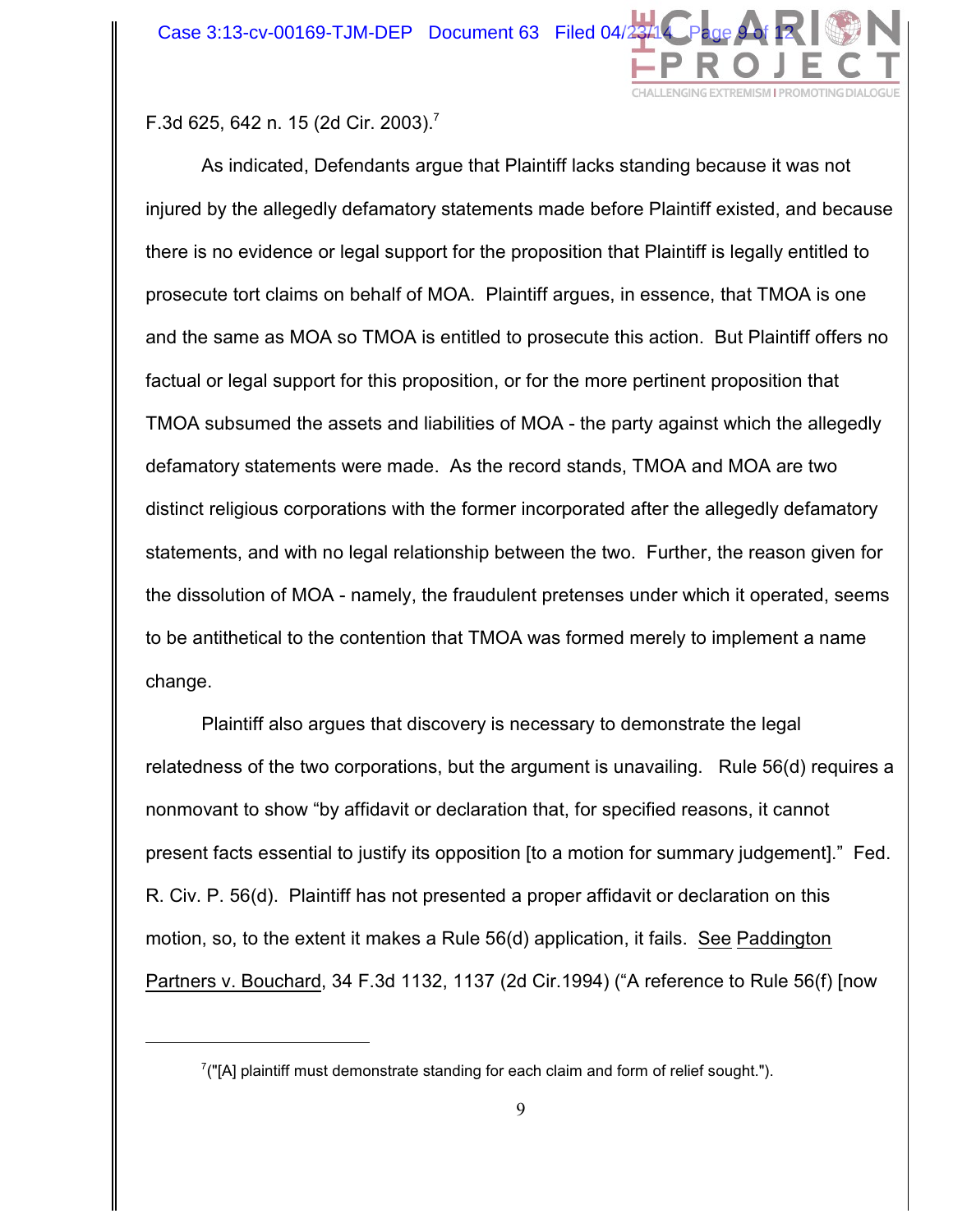F.3d 625, 642 n. 15 (2d Cir. 2003).[7]

As indicated, Defendants argue that Plaintiff lacks standing because it was not injured by the allegedly defamatory statements made before Plaintiff existed, and because there is no evidence or legal support for the proposition that Plaintiff is legally entitled to prosecute tort claims on behalf of MOA. Plaintiff argues, in essence, that TMOA is one and the same as MOA so TMOA is entitled to prosecute this action. But Plaintiff offers no factual or legal support for this proposition, or for the more pertinent proposition that TMOA subsumed the assets and liabilities of MOA - the party against which the allegedly defamatory statements were made. As the record stands, TMOA and MOA are two distinct religious corporations with the former incorporated after the allegedly defamatory statements, and with no legal relationship between the two. Further, the reason given for the dissolution of MOA - namely, the fraudulent pretenses under which it operated, seems to be antithetical to the contention that TMOA was formed merely to implement a name change.

Plaintiff also argues that discovery is necessary to demonstrate the legal relatedness of the two corporations, but the argument is unavailing. Rule 56(d) requires a nonmovant to show "by affidavit or declaration that, for specified reasons, it cannot present facts essential to justify its opposition [to a motion for summary judgement]." Fed. R. Civ. P. 56(d). Plaintiff has not presented a proper affidavit or declaration on this motion, so, to the extent it makes a Rule 56(d) application, it fails. See Paddington Partners v. Bouchard, 34 F.3d 1132, 1137 (2d Cir.1994) ("A reference to Rule 56(f) [now

[7] ("[A] plaintiff must demonstrate standing for each claim and form of relief sought.").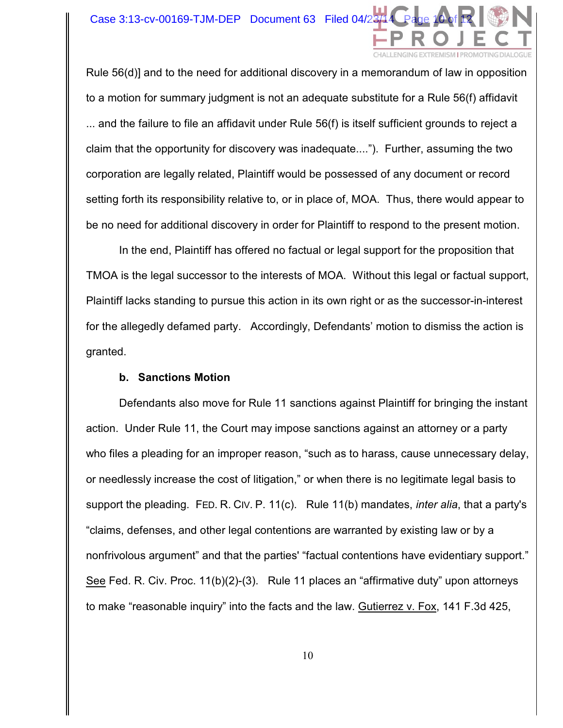Rule 56(d)] and to the need for additional discovery in a memorandum of law in opposition to a motion for summary judgment is not an adequate substitute for a Rule 56(f) affidavit ... and the failure to file an affidavit under Rule 56(f) is itself sufficient grounds to reject a claim that the opportunity for discovery was inadequate...."). Further, assuming the two corporation are legally related, Plaintiff would be possessed of any document or record setting forth its responsibility relative to, or in place of, MOA. Thus, there would appear to be no need for additional discovery in order for Plaintiff to respond to the present motion.

In the end, Plaintiff has offered no factual or legal support for the proposition that TMOA is the legal successor to the interests of MOA. Without this legal or factual support, Plaintiff lacks standing to pursue this action in its own right or as the successor-in-interest for the allegedly defamed party. Accordingly, Defendants' motion to dismiss the action is granted.

**b. Sanctions Motion**

Defendants also move for Rule 11 sanctions against Plaintiff for bringing the instant action. Under Rule 11, the Court may impose sanctions against an attorney or a party who files a pleading for an improper reason, "such as to harass, cause unnecessary delay, or needlessly increase the cost of litigation," or when there is no legitimate legal basis to support the pleading. FED. R. CIV. P. 11(c). Rule 11(b) mandates, *inter alia*, that a party's "claims, defenses, and other legal contentions are warranted by existing law or by a nonfrivolous argument" and that the parties' "factual contentions have evidentiary support." See Fed. R. Civ. Proc. 11(b)(2)-(3). Rule 11 places an "affirmative duty" upon attorneys to make "reasonable inquiry" into the facts and the law. Gutierrez v. Fox, 141 F.3d 425,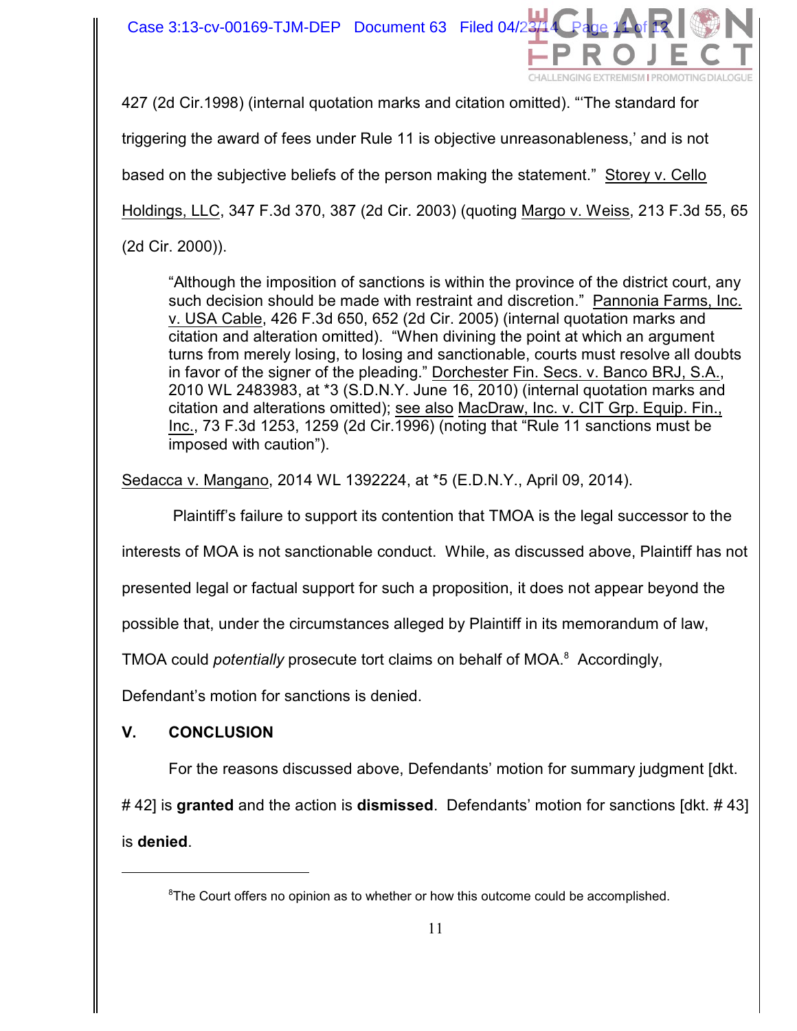427 (2d Cir.1998) (internal quotation marks and citation omitted). "'The standard for triggering the award of fees under Rule 11 is objective unreasonableness,' and is not based on the subjective beliefs of the person making the statement." Storey v. Cello Holdings, LLC, 347 F.3d 370, 387 (2d Cir. 2003) (quoting Margo v. Weiss, 213 F.3d 55, 65 (2d Cir. 2000)).

> "Although the imposition of sanctions is within the province of the district court, any such decision should be made with restraint and discretion." Pannonia Farms, Inc. v. USA Cable, 426 F.3d 650, 652 (2d Cir. 2005) (internal quotation marks and citation and alteration omitted). "When divining the point at which an argument turns from merely losing, to losing and sanctionable, courts must resolve all doubts in favor of the signer of the pleading." Dorchester Fin. Secs. v. Banco BRJ, S.A., 2010 WL 2483983, at *3 (S.D.N.Y. June 16, 2010) (internal quotation marks and citation and alterations omitted); see also MacDraw, Inc. v. CIT Grp. Equip. Fin., Inc., 73 F.3d 1253, 1259 (2d Cir.1996) (noting that "Rule 11 sanctions must be imposed with caution").

Sedacca v. Mangano, 2014 WL 1392224, at *5 (E.D.N.Y., April 09, 2014).

Plaintiff's failure to support its contention that TMOA is the legal successor to the interests of MOA is not sanctionable conduct. While, as discussed above, Plaintiff has not presented legal or factual support for such a proposition, it does not appear beyond the possible that, under the circumstances alleged by Plaintiff in its memorandum of law, TMOA could *potentially* prosecute tort claims on behalf of MOA.[8] Accordingly, Defendant's motion for sanctions is denied.

## V. CONCLUSION

For the reasons discussed above, Defendants' motion for summary judgment [dkt. # 42] is **granted** and the action is **dismissed**. Defendants' motion for sanctions [dkt. # 43] is **denied**.

[8] The Court offers no opinion as to whether or how this outcome could be accomplished.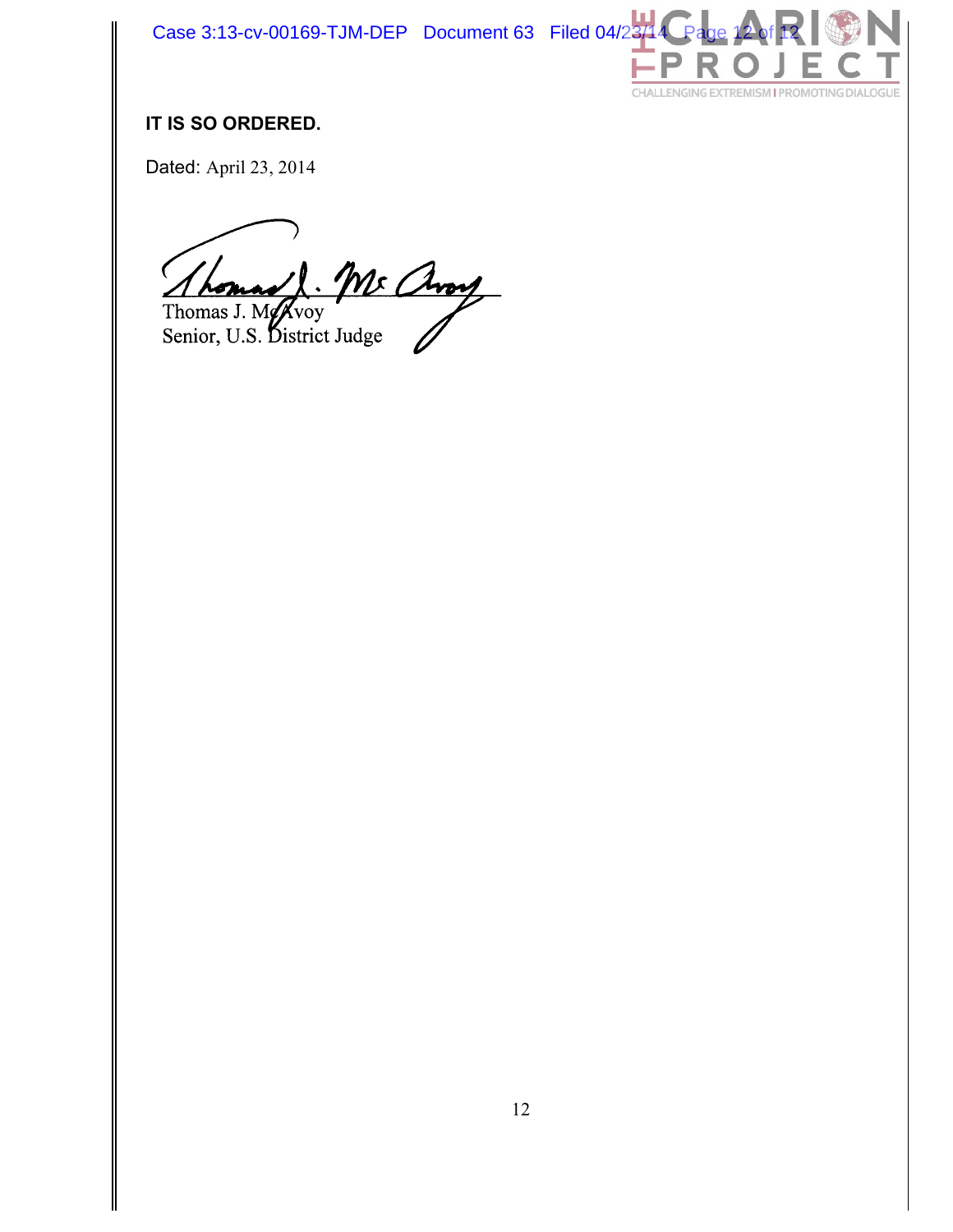**IT IS SO ORDERED.**

Dated: April 23, 2014

Thomas J. McAvoy
Senior, U.S. District Judge